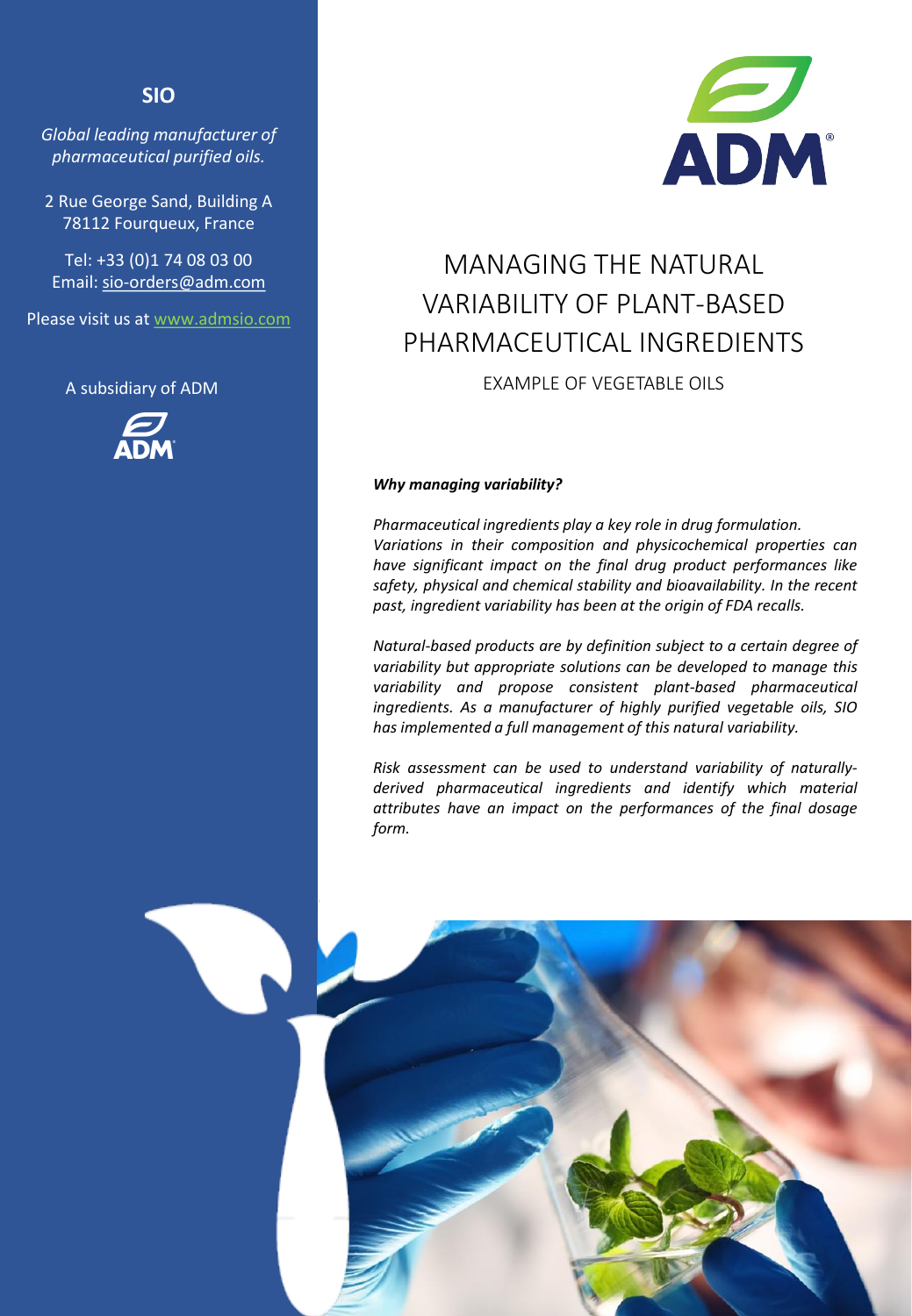**SIO**

*Global leading manufacturer of pharmaceutical purified oils.*

2 Rue George Sand, Building A
78112 Fourqueux, France

Tel: +33 (0)1 74 08 03 00
Email: sio-orders@adm.com

Please visit us at www.admsio.com

A subsidiary of ADM

# MANAGING THE NATURAL VARIABILITY OF PLANT-BASED PHARMACEUTICAL INGREDIENTS

## EXAMPLE OF VEGETABLE OILS

***Why managing variability?***

*Pharmaceutical ingredients play a key role in drug formulation. Variations in their composition and physicochemical properties can have significant impact on the final drug product performances like safety, physical and chemical stability and bioavailability. In the recent past, ingredient variability has been at the origin of FDA recalls.*

*Natural-based products are by definition subject to a certain degree of variability but appropriate solutions can be developed to manage this variability and propose consistent plant-based pharmaceutical ingredients. As a manufacturer of highly purified vegetable oils, SIO has implemented a full management of this natural variability.*

*Risk assessment can be used to understand variability of naturally-derived pharmaceutical ingredients and identify which material attributes have an impact on the performances of the final dosage form.*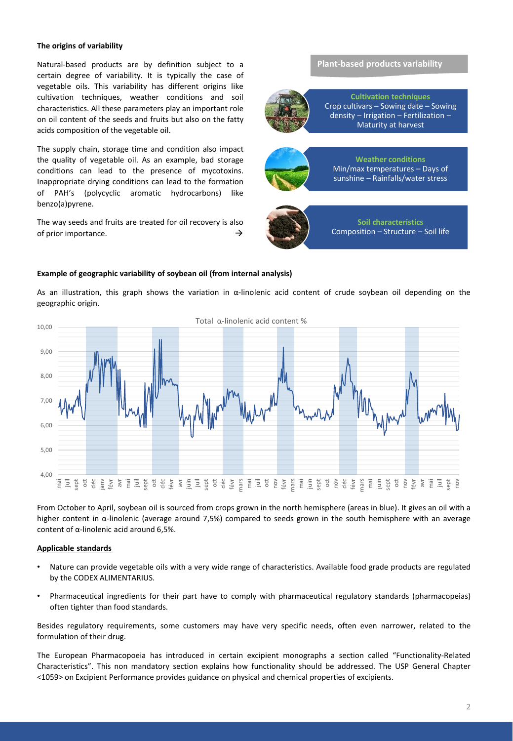### The origins of variability

Natural-based products are by definition subject to a certain degree of variability. It is typically the case of vegetable oils. This variability has different origins like cultivation techniques, weather conditions and soil characteristics. All these parameters play an important role on oil content of the seeds and fruits but also on the fatty acids composition of the vegetable oil.

The supply chain, storage time and condition also impact the quality of vegetable oil. As an example, bad storage conditions can lead to the presence of mycotoxins. Inappropriate drying conditions can lead to the formation of PAH's (polycyclic aromatic hydrocarbons) like benzo(a)pyrene.

The way seeds and fruits are treated for oil recovery is also of prior importance. →

**Plant-based products variability**

**Cultivation techniques**
Crop cultivars – Sowing date – Sowing density – Irrigation – Fertilization – Maturity at harvest

**Weather conditions**
Min/max temperatures – Days of sunshine – Rainfalls/water stress

**Soil characteristics**
Composition – Structure – Soil life

### Example of geographic variability of soybean oil (from internal analysis)

As an illustration, this graph shows the variation in α-linolenic acid content of crude soybean oil depending on the geographic origin.

Total α-linolenic acid content %

From October to April, soybean oil is sourced from crops grown in the north hemisphere (areas in blue). It gives an oil with a higher content in α-linolenic (average around 7,5%) compared to seeds grown in the south hemisphere with an average content of α-linolenic acid around 6,5%.

### Applicable standards

- Nature can provide vegetable oils with a very wide range of characteristics. Available food grade products are regulated by the CODEX ALIMENTARIUS.
- Pharmaceutical ingredients for their part have to comply with pharmaceutical regulatory standards (pharmacopeias) often tighter than food standards.

Besides regulatory requirements, some customers may have very specific needs, often even narrower, related to the formulation of their drug.

The European Pharmacopoeia has introduced in certain excipient monographs a section called "Functionality-Related Characteristics". This non mandatory section explains how functionality should be addressed. The USP General Chapter <1059> on Excipient Performance provides guidance on physical and chemical properties of excipients.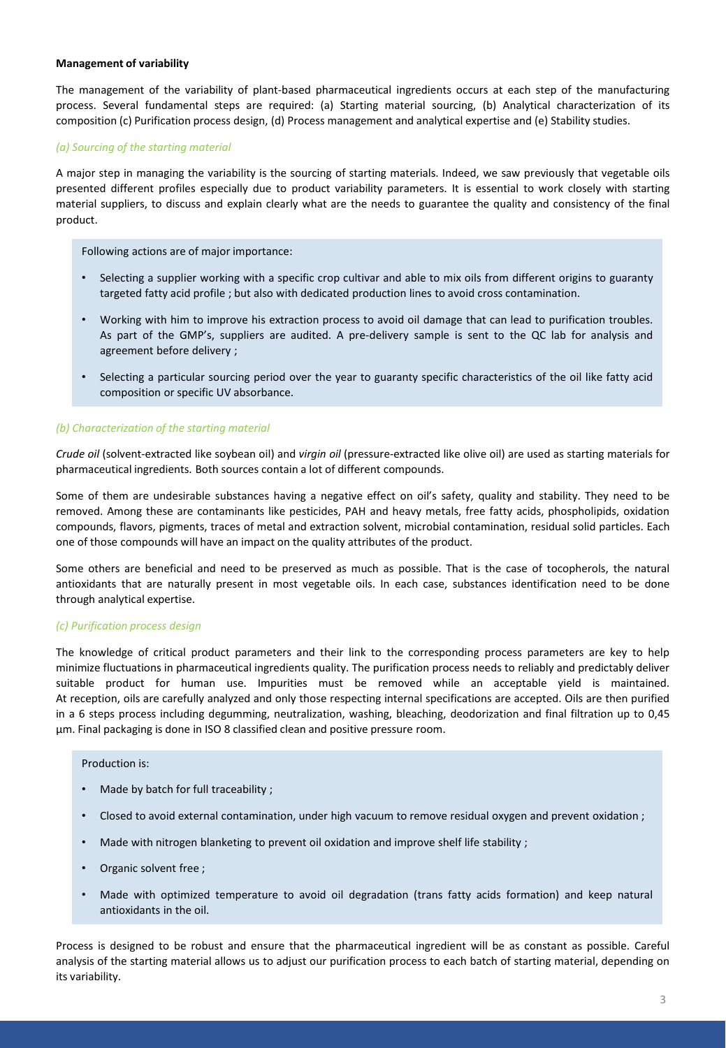**Management of variability**

The management of the variability of plant-based pharmaceutical ingredients occurs at each step of the manufacturing process. Several fundamental steps are required: (a) Starting material sourcing, (b) Analytical characterization of its composition (c) Purification process design, (d) Process management and analytical expertise and (e) Stability studies.

*(a) Sourcing of the starting material*

A major step in managing the variability is the sourcing of starting materials. Indeed, we saw previously that vegetable oils presented different profiles especially due to product variability parameters. It is essential to work closely with starting material suppliers, to discuss and explain clearly what are the needs to guarantee the quality and consistency of the final product.

Following actions are of major importance:

- Selecting a supplier working with a specific crop cultivar and able to mix oils from different origins to guaranty targeted fatty acid profile ; but also with dedicated production lines to avoid cross contamination.
- Working with him to improve his extraction process to avoid oil damage that can lead to purification troubles. As part of the GMP's, suppliers are audited. A pre-delivery sample is sent to the QC lab for analysis and agreement before delivery ;
- Selecting a particular sourcing period over the year to guaranty specific characteristics of the oil like fatty acid composition or specific UV absorbance.

*(b) Characterization of the starting material*

*Crude oil* (solvent-extracted like soybean oil) and *virgin oil* (pressure-extracted like olive oil) are used as starting materials for pharmaceutical ingredients. Both sources contain a lot of different compounds.

Some of them are undesirable substances having a negative effect on oil's safety, quality and stability. They need to be removed. Among these are contaminants like pesticides, PAH and heavy metals, free fatty acids, phospholipids, oxidation compounds, flavors, pigments, traces of metal and extraction solvent, microbial contamination, residual solid particles. Each one of those compounds will have an impact on the quality attributes of the product.

Some others are beneficial and need to be preserved as much as possible. That is the case of tocopherols, the natural antioxidants that are naturally present in most vegetable oils. In each case, substances identification need to be done through analytical expertise.

*(c) Purification process design*

The knowledge of critical product parameters and their link to the corresponding process parameters are key to help minimize fluctuations in pharmaceutical ingredients quality. The purification process needs to reliably and predictably deliver suitable product for human use. Impurities must be removed while an acceptable yield is maintained. At reception, oils are carefully analyzed and only those respecting internal specifications are accepted. Oils are then purified in a 6 steps process including degumming, neutralization, washing, bleaching, deodorization and final filtration up to 0,45 µm. Final packaging is done in ISO 8 classified clean and positive pressure room.

Production is:

- Made by batch for full traceability ;
- Closed to avoid external contamination, under high vacuum to remove residual oxygen and prevent oxidation ;
- Made with nitrogen blanketing to prevent oil oxidation and improve shelf life stability ;
- Organic solvent free ;
- Made with optimized temperature to avoid oil degradation (trans fatty acids formation) and keep natural antioxidants in the oil.

Process is designed to be robust and ensure that the pharmaceutical ingredient will be as constant as possible. Careful analysis of the starting material allows us to adjust our purification process to each batch of starting material, depending on its variability.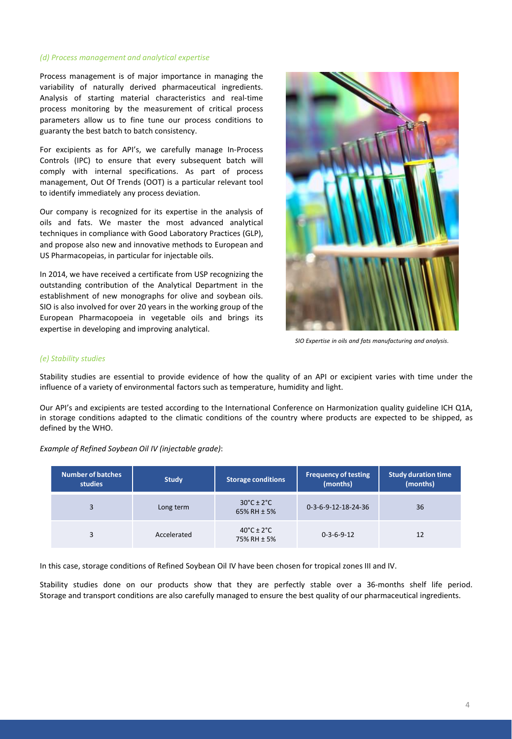### *(d) Process management and analytical expertise*

Process management is of major importance in managing the variability of naturally derived pharmaceutical ingredients. Analysis of starting material characteristics and real-time process monitoring by the measurement of critical process parameters allow us to fine tune our process conditions to guaranty the best batch to batch consistency.

For excipients as for API's, we carefully manage In-Process Controls (IPC) to ensure that every subsequent batch will comply with internal specifications. As part of process management, Out Of Trends (OOT) is a particular relevant tool to identify immediately any process deviation.

Our company is recognized for its expertise in the analysis of oils and fats. We master the most advanced analytical techniques in compliance with Good Laboratory Practices (GLP), and propose also new and innovative methods to European and US Pharmacopeias, in particular for injectable oils.

In 2014, we have received a certificate from USP recognizing the outstanding contribution of the Analytical Department in the establishment of new monographs for olive and soybean oils. SIO is also involved for over 20 years in the working group of the European Pharmacopoeia in vegetable oils and brings its expertise in developing and improving analytical.

*SIO Expertise in oils and fats manufacturing and analysis.*

### *(e) Stability studies*

Stability studies are essential to provide evidence of how the quality of an API or excipient varies with time under the influence of a variety of environmental factors such as temperature, humidity and light.

Our API's and excipients are tested according to the International Conference on Harmonization quality guideline ICH Q1A, in storage conditions adapted to the climatic conditions of the country where products are expected to be shipped, as defined by the WHO.

*Example of Refined Soybean Oil IV (injectable grade)*:

| Number of batches studies | Study | Storage conditions | Frequency of testing (months) | Study duration time (months) |
|---|---|---|---|---|
| 3 | Long term | 30°C ± 2°C<br>65% RH ± 5% | 0-3-6-9-12-18-24-36 | 36 |
| 3 | Accelerated | 40°C ± 2°C<br>75% RH ± 5% | 0-3-6-9-12 | 12 |

In this case, storage conditions of Refined Soybean Oil IV have been chosen for tropical zones III and IV.

Stability studies done on our products show that they are perfectly stable over a 36-months shelf life period. Storage and transport conditions are also carefully managed to ensure the best quality of our pharmaceutical ingredients.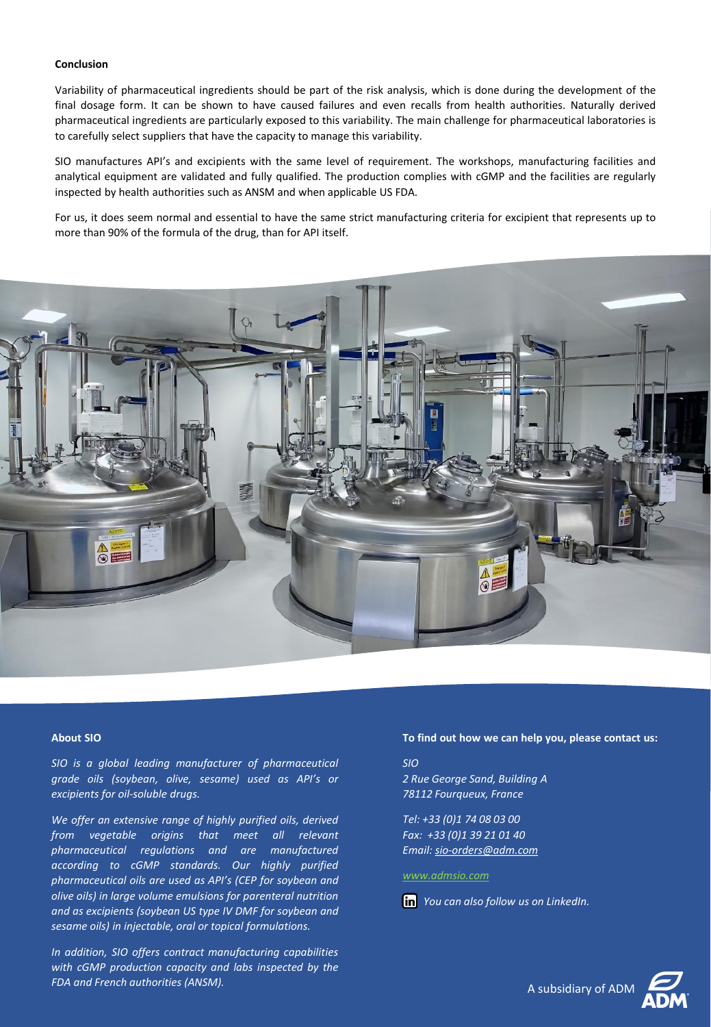## Conclusion

Variability of pharmaceutical ingredients should be part of the risk analysis, which is done during the development of the final dosage form. It can be shown to have caused failures and even recalls from health authorities. Naturally derived pharmaceutical ingredients are particularly exposed to this variability. The main challenge for pharmaceutical laboratories is to carefully select suppliers that have the capacity to manage this variability.

SIO manufactures API's and excipients with the same level of requirement. The workshops, manufacturing facilities and analytical equipment are validated and fully qualified. The production complies with cGMP and the facilities are regularly inspected by health authorities such as ANSM and when applicable US FDA.

For us, it does seem normal and essential to have the same strict manufacturing criteria for excipient that represents up to more than 90% of the formula of the drug, than for API itself.

### About SIO

*SIO is a global leading manufacturer of pharmaceutical grade oils (soybean, olive, sesame) used as API's or excipients for oil-soluble drugs.*

*We offer an extensive range of highly purified oils, derived from vegetable origins that meet all relevant pharmaceutical regulations and are manufactured according to cGMP standards. Our highly purified pharmaceutical oils are used as API's (CEP for soybean and olive oils) in large volume emulsions for parenteral nutrition and as excipients (soybean US type IV DMF for soybean and sesame oils) in injectable, oral or topical formulations.*

*In addition, SIO offers contract manufacturing capabilities with cGMP production capacity and labs inspected by the FDA and French authorities (ANSM).*

### To find out how we can help you, please contact us:

*SIO*
*2 Rue George Sand, Building A*
*78112 Fourqueux, France*

*Tel: +33 (0)1 74 08 03 00*
*Fax: +33 (0)1 39 21 01 40*
*Email: sio-orders@adm.com*

*www.admsio.com*

*You can also follow us on LinkedIn.*

A subsidiary of ADM